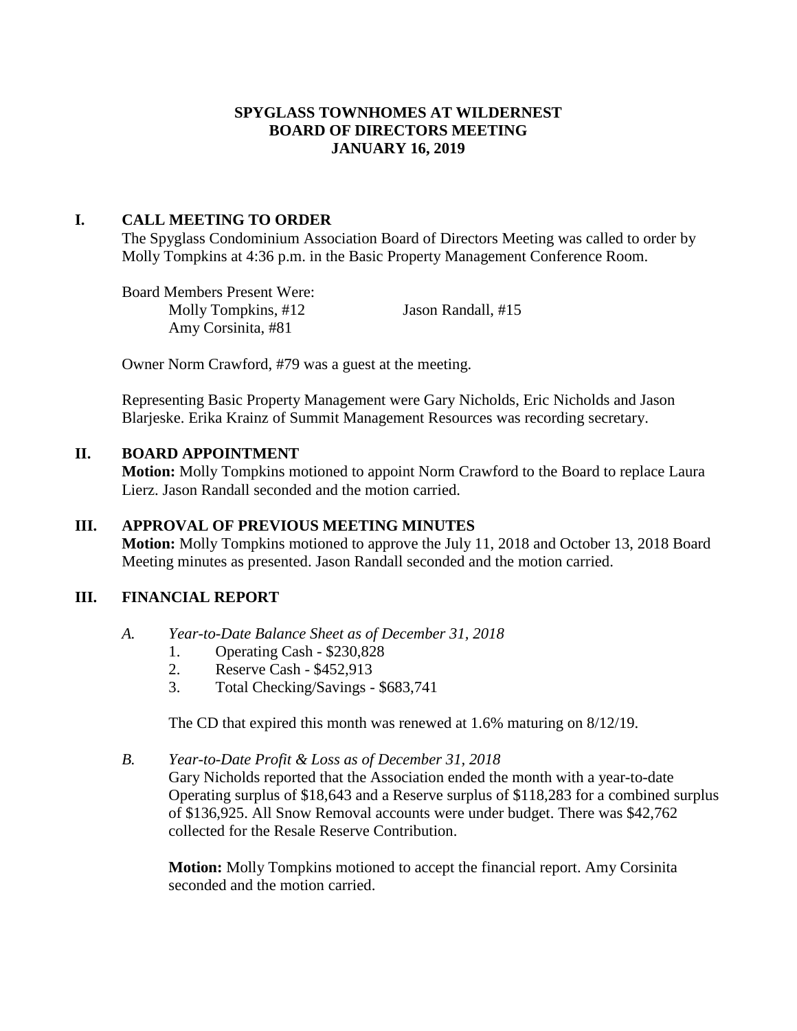# SPYGLASS TOWNHOMES AT WILDERNEST
# BOARD OF DIRECTORS MEETING
# JANUARY 16, 2019

## I. CALL MEETING TO ORDER

The Spyglass Condominium Association Board of Directors Meeting was called to order by Molly Tompkins at 4:36 p.m. in the Basic Property Management Conference Room.

Board Members Present Were:

Molly Tompkins, #12
Jason Randall, #15
Amy Corsinita, #81

Owner Norm Crawford, #79 was a guest at the meeting.

Representing Basic Property Management were Gary Nicholds, Eric Nicholds and Jason Blarjeske. Erika Krainz of Summit Management Resources was recording secretary.

## II. BOARD APPOINTMENT

**Motion:** Molly Tompkins motioned to appoint Norm Crawford to the Board to replace Laura Lierz. Jason Randall seconded and the motion carried.

## III. APPROVAL OF PREVIOUS MEETING MINUTES

**Motion:** Molly Tompkins motioned to approve the July 11, 2018 and October 13, 2018 Board Meeting minutes as presented. Jason Randall seconded and the motion carried.

## III. FINANCIAL REPORT

### *A. Year-to-Date Balance Sheet as of December 31, 2018*

1. Operating Cash - $230,828
2. Reserve Cash - $452,913
3. Total Checking/Savings - $683,741

The CD that expired this month was renewed at 1.6% maturing on 8/12/19.

### *B. Year-to-Date Profit & Loss as of December 31, 2018*

Gary Nicholds reported that the Association ended the month with a year-to-date Operating surplus of $18,643 and a Reserve surplus of $118,283 for a combined surplus of $136,925. All Snow Removal accounts were under budget. There was $42,762 collected for the Resale Reserve Contribution.

**Motion:** Molly Tompkins motioned to accept the financial report. Amy Corsinita seconded and the motion carried.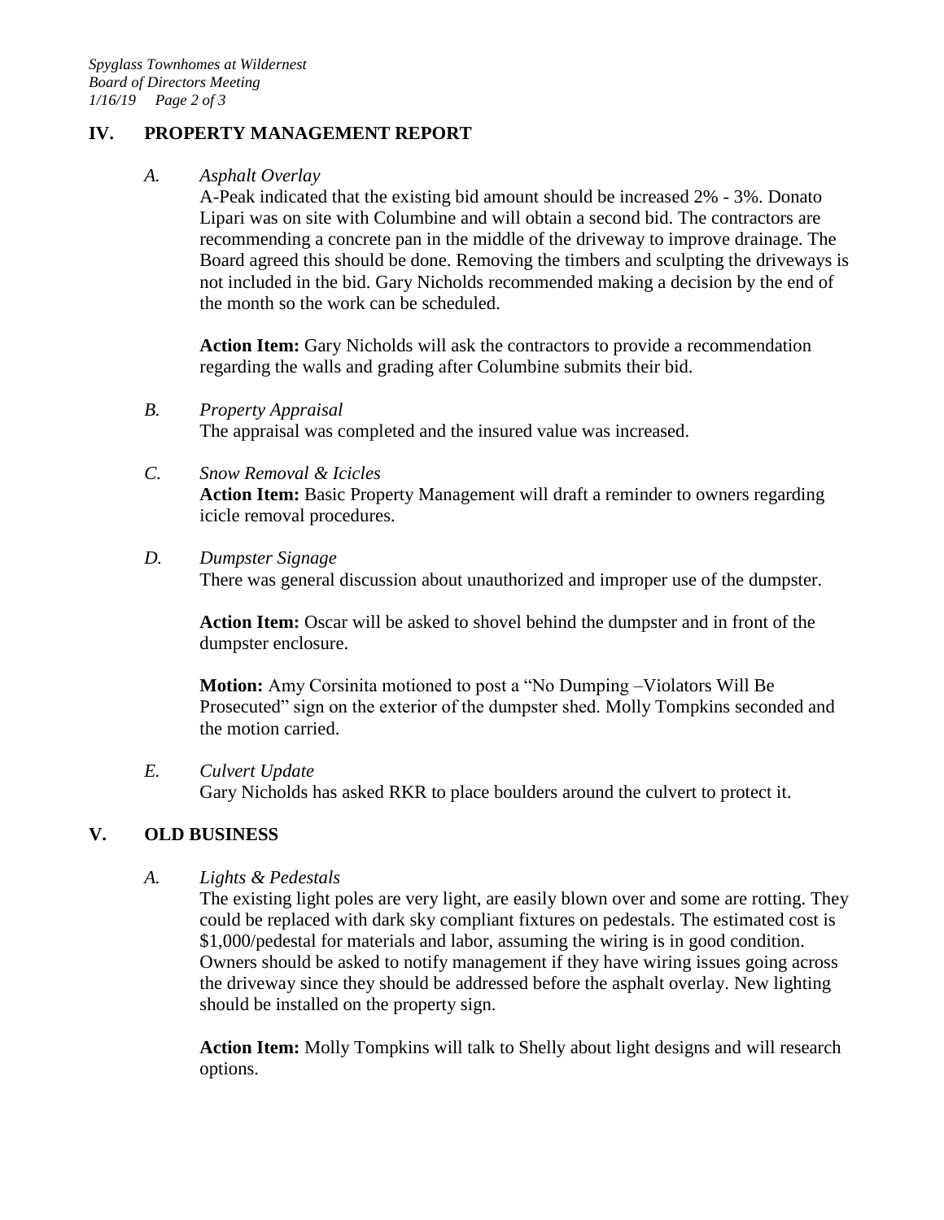## IV. PROPERTY MANAGEMENT REPORT

### *A. Asphalt Overlay*

A-Peak indicated that the existing bid amount should be increased 2% - 3%. Donato Lipari was on site with Columbine and will obtain a second bid. The contractors are recommending a concrete pan in the middle of the driveway to improve drainage. The Board agreed this should be done. Removing the timbers and sculpting the driveways is not included in the bid. Gary Nicholds recommended making a decision by the end of the month so the work can be scheduled.

**Action Item:** Gary Nicholds will ask the contractors to provide a recommendation regarding the walls and grading after Columbine submits their bid.

### *B. Property Appraisal*

The appraisal was completed and the insured value was increased.

### *C. Snow Removal & Icicles*

**Action Item:** Basic Property Management will draft a reminder to owners regarding icicle removal procedures.

### *D. Dumpster Signage*

There was general discussion about unauthorized and improper use of the dumpster.

**Action Item:** Oscar will be asked to shovel behind the dumpster and in front of the dumpster enclosure.

**Motion:** Amy Corsinita motioned to post a "No Dumping –Violators Will Be Prosecuted" sign on the exterior of the dumpster shed. Molly Tompkins seconded and the motion carried.

### *E. Culvert Update*

Gary Nicholds has asked RKR to place boulders around the culvert to protect it.

## V. OLD BUSINESS

### *A. Lights & Pedestals*

The existing light poles are very light, are easily blown over and some are rotting. They could be replaced with dark sky compliant fixtures on pedestals. The estimated cost is $1,000/pedestal for materials and labor, assuming the wiring is in good condition. Owners should be asked to notify management if they have wiring issues going across the driveway since they should be addressed before the asphalt overlay. New lighting should be installed on the property sign.

**Action Item:** Molly Tompkins will talk to Shelly about light designs and will research options.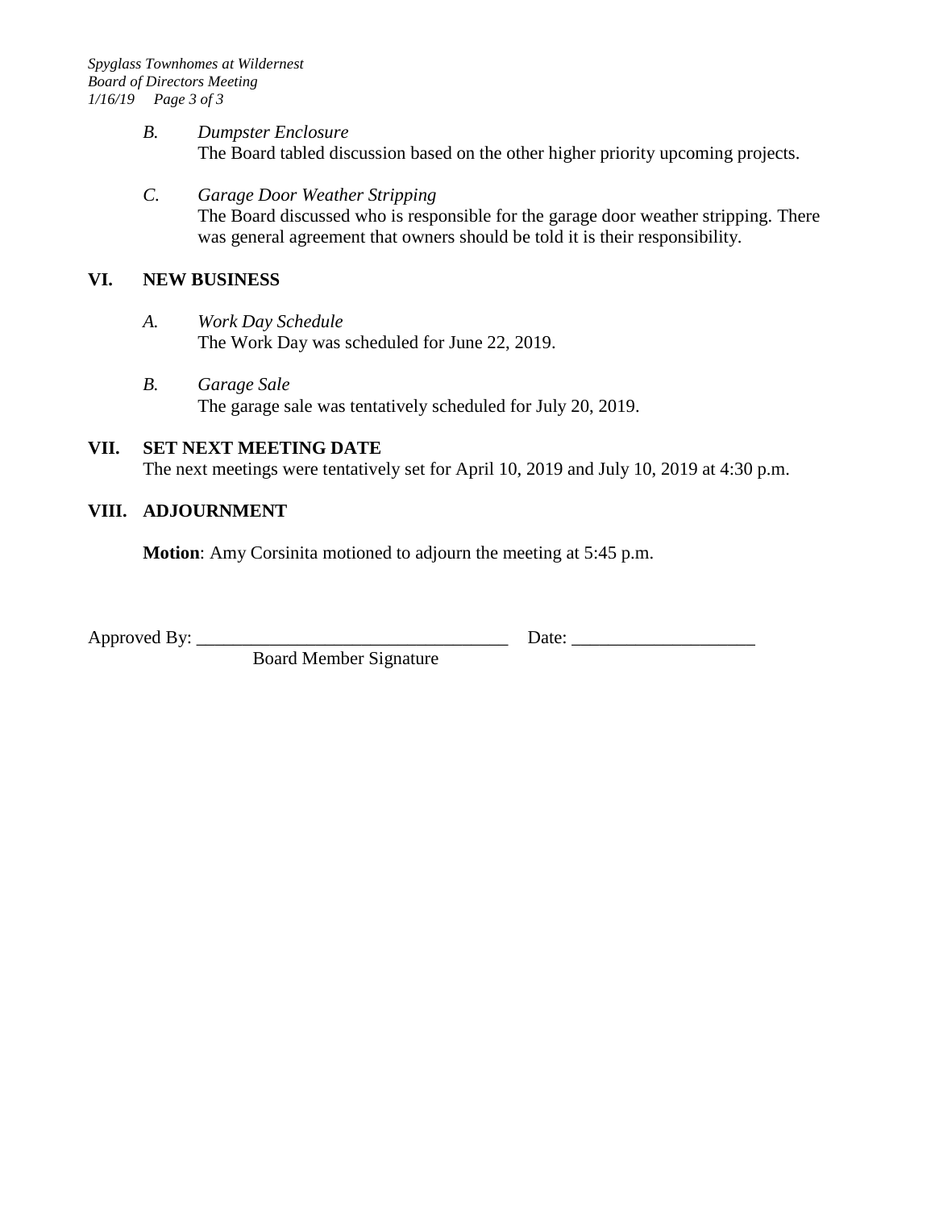*B. Dumpster Enclosure*
The Board tabled discussion based on the other higher priority upcoming projects.

*C. Garage Door Weather Stripping*
The Board discussed who is responsible for the garage door weather stripping. There was general agreement that owners should be told it is their responsibility.

## VI. NEW BUSINESS

*A. Work Day Schedule*
The Work Day was scheduled for June 22, 2019.

*B. Garage Sale*
The garage sale was tentatively scheduled for July 20, 2019.

## VII. SET NEXT MEETING DATE

The next meetings were tentatively set for April 10, 2019 and July 10, 2019 at 4:30 p.m.

## VIII. ADJOURNMENT

**Motion**: Amy Corsinita motioned to adjourn the meeting at 5:45 p.m.

Approved By: ___________________________________ Date: ____________________
Board Member Signature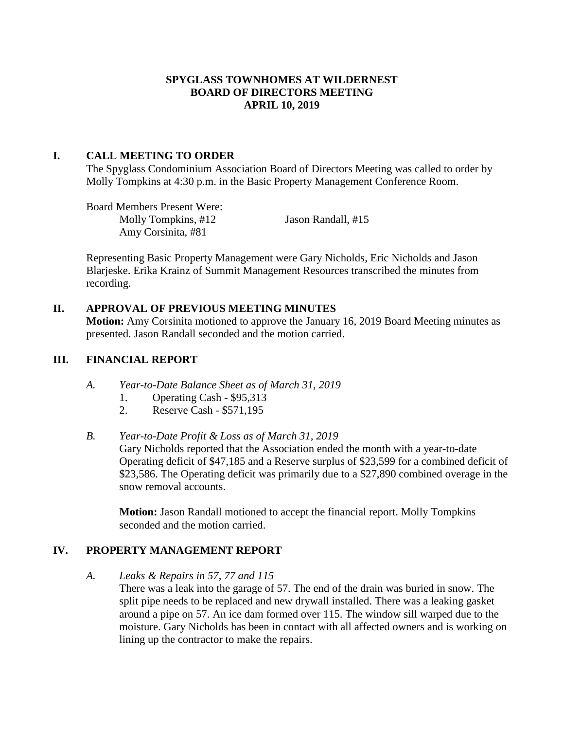# SPYGLASS TOWNHOMES AT WILDERNEST
# BOARD OF DIRECTORS MEETING
# APRIL 10, 2019

## I. CALL MEETING TO ORDER

The Spyglass Condominium Association Board of Directors Meeting was called to order by Molly Tompkins at 4:30 p.m. in the Basic Property Management Conference Room.

Board Members Present Were:

- Molly Tompkins, #12
- Jason Randall, #15
- Amy Corsinita, #81

Representing Basic Property Management were Gary Nicholds, Eric Nicholds and Jason Blarjeske. Erika Krainz of Summit Management Resources transcribed the minutes from recording.

## II. APPROVAL OF PREVIOUS MEETING MINUTES

**Motion:** Amy Corsinita motioned to approve the January 16, 2019 Board Meeting minutes as presented. Jason Randall seconded and the motion carried.

## III. FINANCIAL REPORT

### A. *Year-to-Date Balance Sheet as of March 31, 2019*

1. Operating Cash - $95,313
2. Reserve Cash - $571,195

### B. *Year-to-Date Profit & Loss as of March 31, 2019*

Gary Nicholds reported that the Association ended the month with a year-to-date Operating deficit of $47,185 and a Reserve surplus of $23,599 for a combined deficit of $23,586. The Operating deficit was primarily due to a $27,890 combined overage in the snow removal accounts.

**Motion:** Jason Randall motioned to accept the financial report. Molly Tompkins seconded and the motion carried.

## IV. PROPERTY MANAGEMENT REPORT

### A. *Leaks & Repairs in 57, 77 and 115*

There was a leak into the garage of 57. The end of the drain was buried in snow. The split pipe needs to be replaced and new drywall installed. There was a leaking gasket around a pipe on 57. An ice dam formed over 115. The window sill warped due to the moisture. Gary Nicholds has been in contact with all affected owners and is working on lining up the contractor to make the repairs.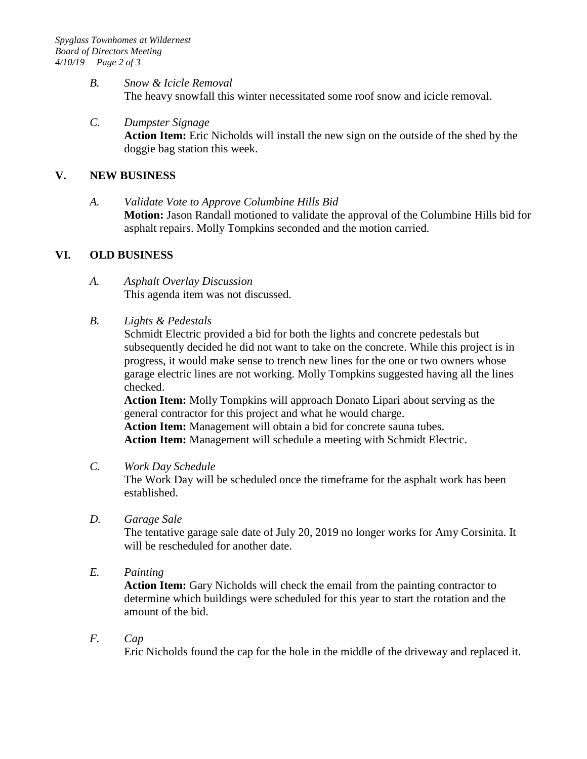*B. Snow & Icicle Removal*

The heavy snowfall this winter necessitated some roof snow and icicle removal.

*C. Dumpster Signage*

**Action Item:** Eric Nicholds will install the new sign on the outside of the shed by the doggie bag station this week.

## V. NEW BUSINESS

*A. Validate Vote to Approve Columbine Hills Bid*

**Motion:** Jason Randall motioned to validate the approval of the Columbine Hills bid for asphalt repairs. Molly Tompkins seconded and the motion carried.

## VI. OLD BUSINESS

*A. Asphalt Overlay Discussion*

This agenda item was not discussed.

*B. Lights & Pedestals*

Schmidt Electric provided a bid for both the lights and concrete pedestals but subsequently decided he did not want to take on the concrete. While this project is in progress, it would make sense to trench new lines for the one or two owners whose garage electric lines are not working. Molly Tompkins suggested having all the lines checked.

**Action Item:** Molly Tompkins will approach Donato Lipari about serving as the general contractor for this project and what he would charge.

**Action Item:** Management will obtain a bid for concrete sauna tubes.

**Action Item:** Management will schedule a meeting with Schmidt Electric.

*C. Work Day Schedule*

The Work Day will be scheduled once the timeframe for the asphalt work has been established.

*D. Garage Sale*

The tentative garage sale date of July 20, 2019 no longer works for Amy Corsinita. It will be rescheduled for another date.

*E. Painting*

**Action Item:** Gary Nicholds will check the email from the painting contractor to determine which buildings were scheduled for this year to start the rotation and the amount of the bid.

*F. Cap*

Eric Nicholds found the cap for the hole in the middle of the driveway and replaced it.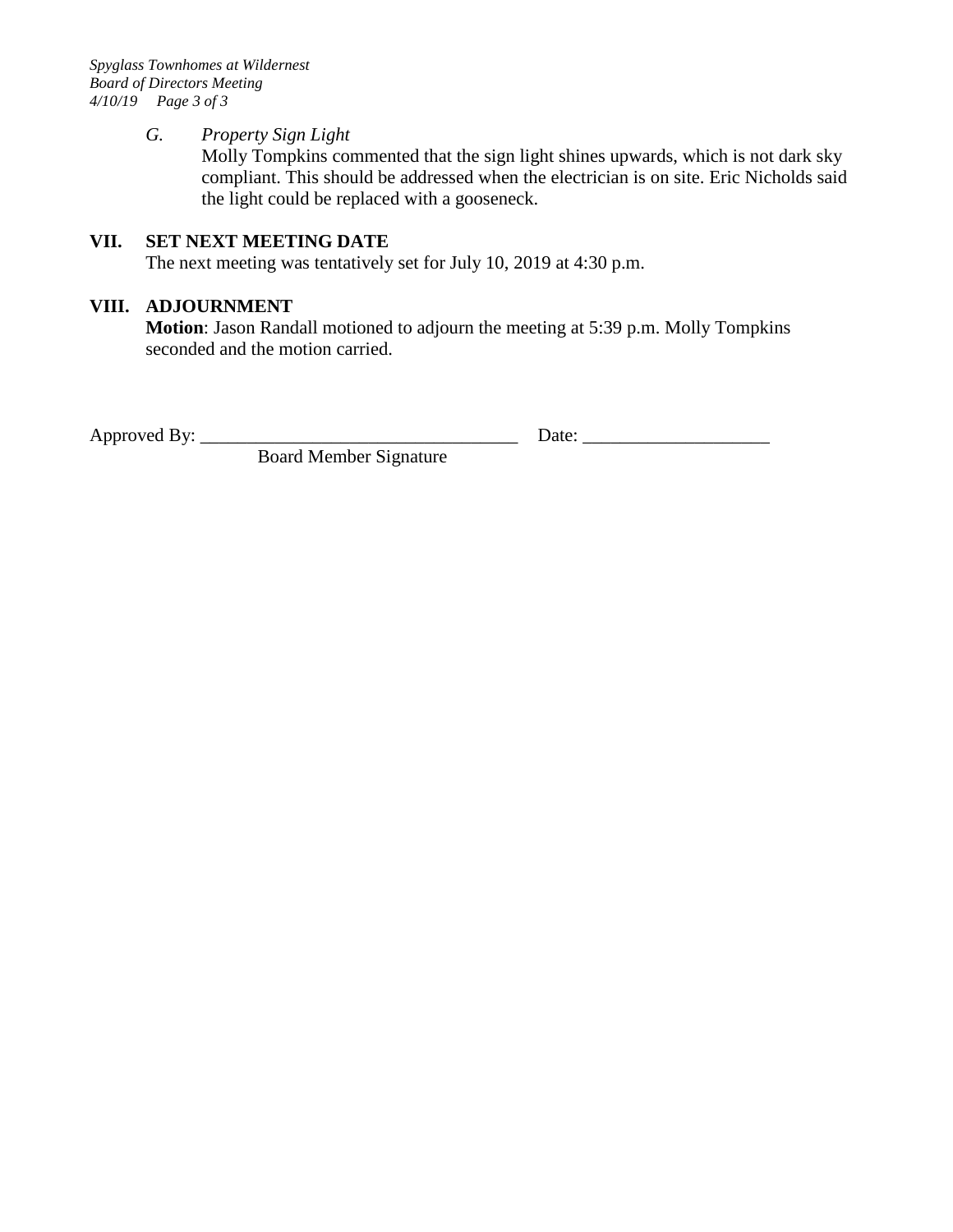*G. Property Sign Light*

Molly Tompkins commented that the sign light shines upwards, which is not dark sky compliant. This should be addressed when the electrician is on site. Eric Nicholds said the light could be replaced with a gooseneck.

## VII. SET NEXT MEETING DATE

The next meeting was tentatively set for July 10, 2019 at 4:30 p.m.

## VIII. ADJOURNMENT

**Motion**: Jason Randall motioned to adjourn the meeting at 5:39 p.m. Molly Tompkins seconded and the motion carried.

Approved By: ___________________________________ Date: ____________________

Board Member Signature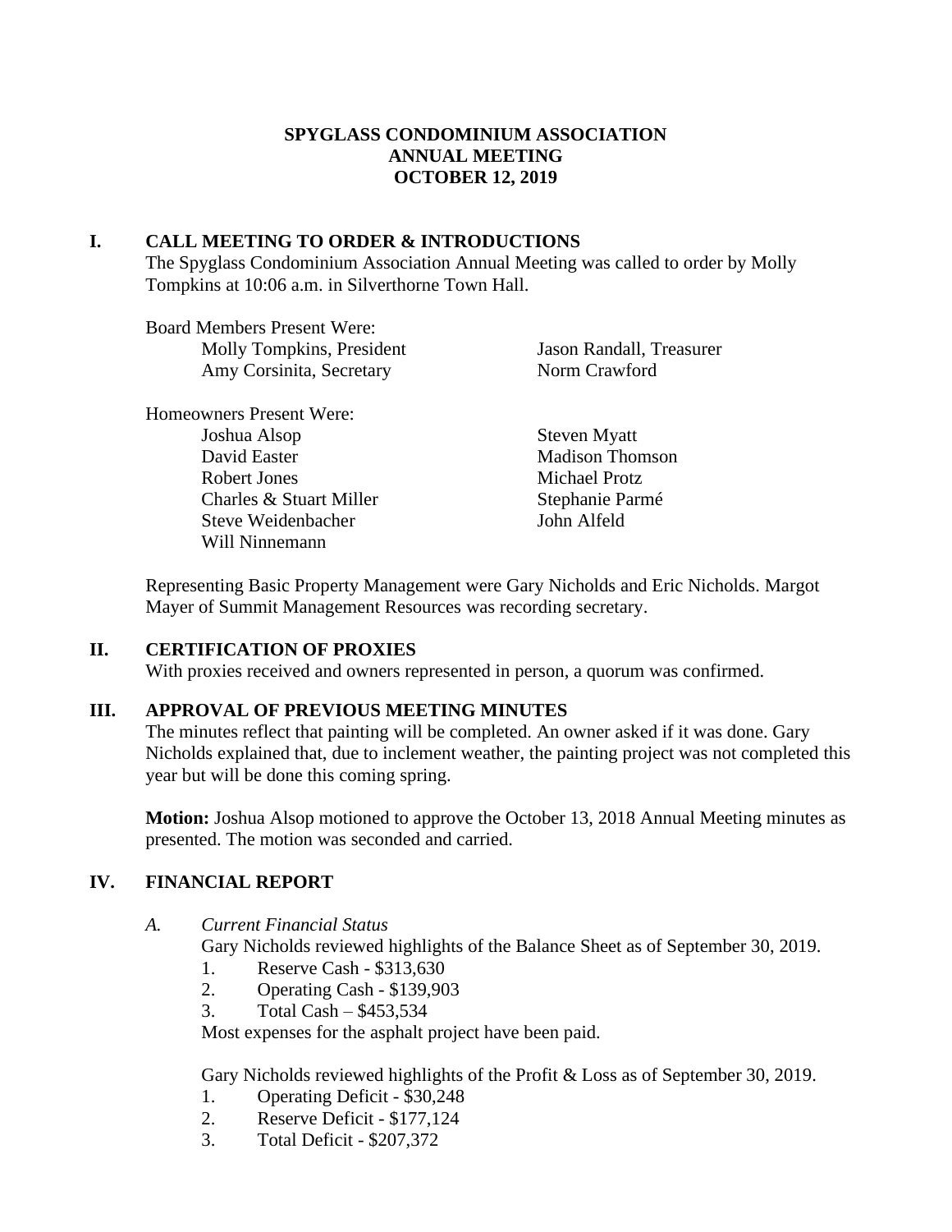**SPYGLASS CONDOMINIUM ASSOCIATION**
**ANNUAL MEETING**
**OCTOBER 12, 2019**

## I. CALL MEETING TO ORDER & INTRODUCTIONS

The Spyglass Condominium Association Annual Meeting was called to order by Molly Tompkins at 10:06 a.m. in Silverthorne Town Hall.

Board Members Present Were:

- Molly Tompkins, President
- Amy Corsinita, Secretary
- Jason Randall, Treasurer
- Norm Crawford

Homeowners Present Were:

- Joshua Alsop
- David Easter
- Robert Jones
- Charles & Stuart Miller
- Steve Weidenbacher
- Will Ninnemann
- Steven Myatt
- Madison Thomson
- Michael Protz
- Stephanie Parmé
- John Alfeld

Representing Basic Property Management were Gary Nicholds and Eric Nicholds. Margot Mayer of Summit Management Resources was recording secretary.

## II. CERTIFICATION OF PROXIES

With proxies received and owners represented in person, a quorum was confirmed.

## III. APPROVAL OF PREVIOUS MEETING MINUTES

The minutes reflect that painting will be completed. An owner asked if it was done. Gary Nicholds explained that, due to inclement weather, the painting project was not completed this year but will be done this coming spring.

**Motion:** Joshua Alsop motioned to approve the October 13, 2018 Annual Meeting minutes as presented. The motion was seconded and carried.

## IV. FINANCIAL REPORT

### A. *Current Financial Status*

Gary Nicholds reviewed highlights of the Balance Sheet as of September 30, 2019.

1. Reserve Cash - $313,630
2. Operating Cash - $139,903
3. Total Cash – $453,534

Most expenses for the asphalt project have been paid.

Gary Nicholds reviewed highlights of the Profit & Loss as of September 30, 2019.

1. Operating Deficit - $30,248
2. Reserve Deficit - $177,124
3. Total Deficit - $207,372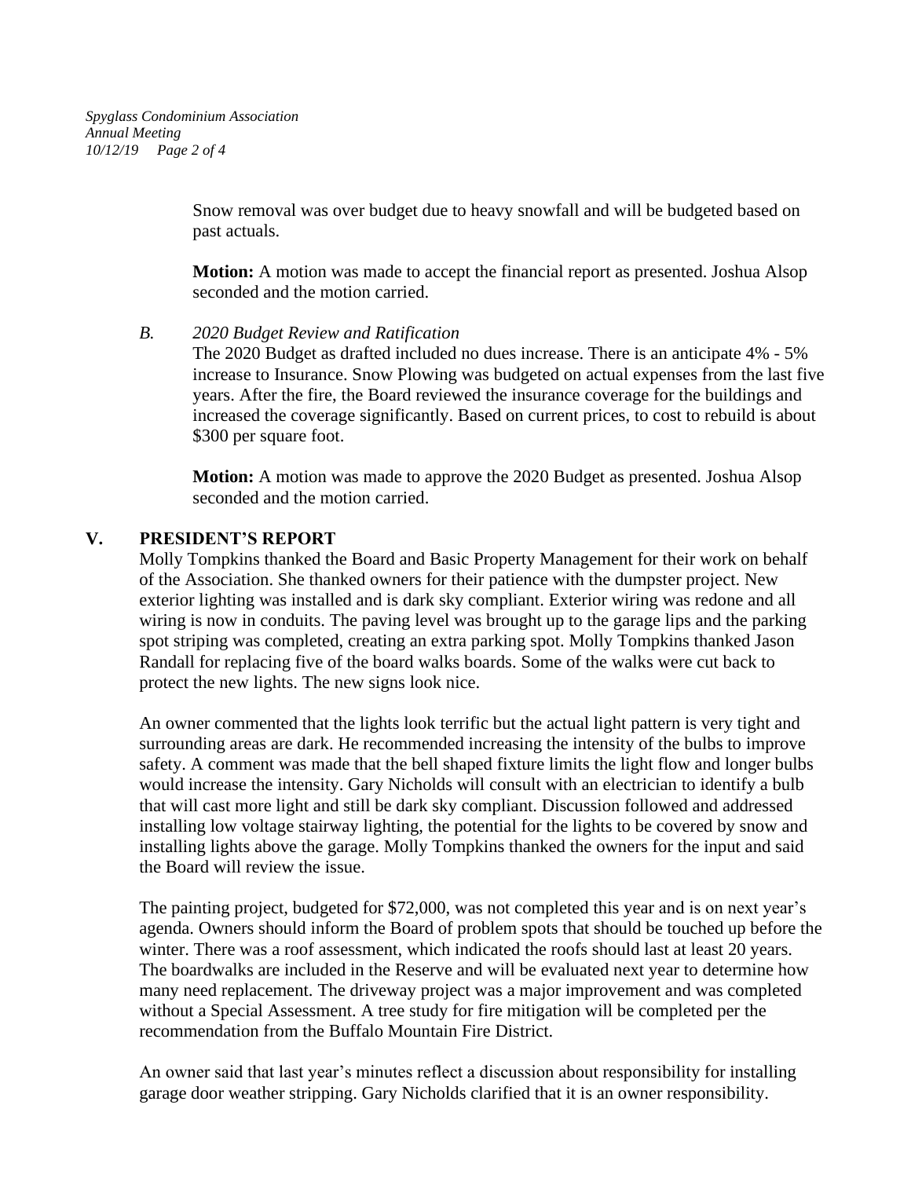Snow removal was over budget due to heavy snowfall and will be budgeted based on past actuals.

**Motion:** A motion was made to accept the financial report as presented. Joshua Alsop seconded and the motion carried.

*B. 2020 Budget Review and Ratification*

The 2020 Budget as drafted included no dues increase. There is an anticipate 4% - 5% increase to Insurance. Snow Plowing was budgeted on actual expenses from the last five years. After the fire, the Board reviewed the insurance coverage for the buildings and increased the coverage significantly. Based on current prices, to cost to rebuild is about $300 per square foot.

**Motion:** A motion was made to approve the 2020 Budget as presented. Joshua Alsop seconded and the motion carried.

## V. PRESIDENT'S REPORT

Molly Tompkins thanked the Board and Basic Property Management for their work on behalf of the Association. She thanked owners for their patience with the dumpster project. New exterior lighting was installed and is dark sky compliant. Exterior wiring was redone and all wiring is now in conduits. The paving level was brought up to the garage lips and the parking spot striping was completed, creating an extra parking spot. Molly Tompkins thanked Jason Randall for replacing five of the board walks boards. Some of the walks were cut back to protect the new lights. The new signs look nice.

An owner commented that the lights look terrific but the actual light pattern is very tight and surrounding areas are dark. He recommended increasing the intensity of the bulbs to improve safety. A comment was made that the bell shaped fixture limits the light flow and longer bulbs would increase the intensity. Gary Nicholds will consult with an electrician to identify a bulb that will cast more light and still be dark sky compliant. Discussion followed and addressed installing low voltage stairway lighting, the potential for the lights to be covered by snow and installing lights above the garage. Molly Tompkins thanked the owners for the input and said the Board will review the issue.

The painting project, budgeted for $72,000, was not completed this year and is on next year's agenda. Owners should inform the Board of problem spots that should be touched up before the winter. There was a roof assessment, which indicated the roofs should last at least 20 years. The boardwalks are included in the Reserve and will be evaluated next year to determine how many need replacement. The driveway project was a major improvement and was completed without a Special Assessment. A tree study for fire mitigation will be completed per the recommendation from the Buffalo Mountain Fire District.

An owner said that last year's minutes reflect a discussion about responsibility for installing garage door weather stripping. Gary Nicholds clarified that it is an owner responsibility.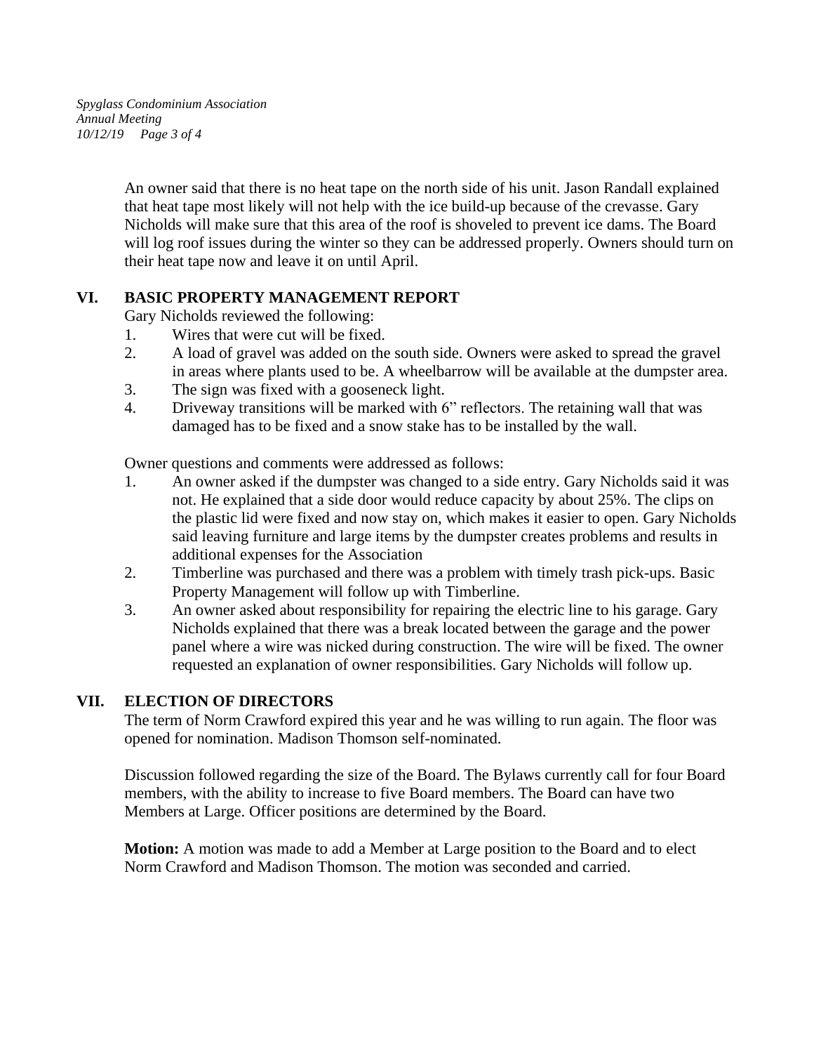An owner said that there is no heat tape on the north side of his unit. Jason Randall explained that heat tape most likely will not help with the ice build-up because of the crevasse. Gary Nicholds will make sure that this area of the roof is shoveled to prevent ice dams. The Board will log roof issues during the winter so they can be addressed properly. Owners should turn on their heat tape now and leave it on until April.

## VI. BASIC PROPERTY MANAGEMENT REPORT

Gary Nicholds reviewed the following:

1. Wires that were cut will be fixed.
2. A load of gravel was added on the south side. Owners were asked to spread the gravel in areas where plants used to be. A wheelbarrow will be available at the dumpster area.
3. The sign was fixed with a gooseneck light.
4. Driveway transitions will be marked with 6” reflectors. The retaining wall that was damaged has to be fixed and a snow stake has to be installed by the wall.

Owner questions and comments were addressed as follows:

1. An owner asked if the dumpster was changed to a side entry. Gary Nicholds said it was not. He explained that a side door would reduce capacity by about 25%. The clips on the plastic lid were fixed and now stay on, which makes it easier to open. Gary Nicholds said leaving furniture and large items by the dumpster creates problems and results in additional expenses for the Association
2. Timberline was purchased and there was a problem with timely trash pick-ups. Basic Property Management will follow up with Timberline.
3. An owner asked about responsibility for repairing the electric line to his garage. Gary Nicholds explained that there was a break located between the garage and the power panel where a wire was nicked during construction. The wire will be fixed. The owner requested an explanation of owner responsibilities. Gary Nicholds will follow up.

## VII. ELECTION OF DIRECTORS

The term of Norm Crawford expired this year and he was willing to run again. The floor was opened for nomination. Madison Thomson self-nominated.

Discussion followed regarding the size of the Board. The Bylaws currently call for four Board members, with the ability to increase to five Board members. The Board can have two Members at Large. Officer positions are determined by the Board.

**Motion:** A motion was made to add a Member at Large position to the Board and to elect Norm Crawford and Madison Thomson. The motion was seconded and carried.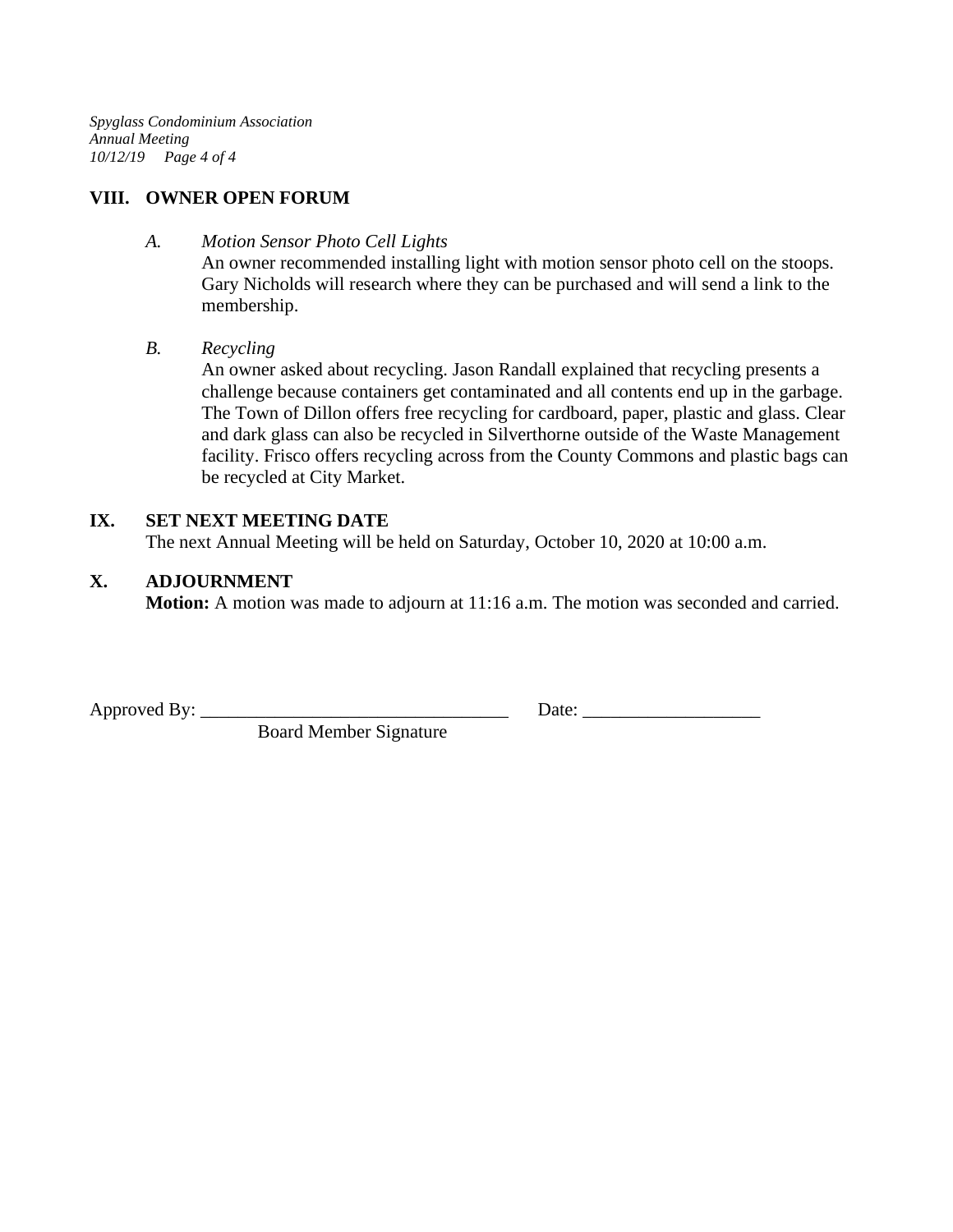## VIII. OWNER OPEN FORUM

*A. Motion Sensor Photo Cell Lights*

An owner recommended installing light with motion sensor photo cell on the stoops. Gary Nicholds will research where they can be purchased and will send a link to the membership.

*B. Recycling*

An owner asked about recycling. Jason Randall explained that recycling presents a challenge because containers get contaminated and all contents end up in the garbage. The Town of Dillon offers free recycling for cardboard, paper, plastic and glass. Clear and dark glass can also be recycled in Silverthorne outside of the Waste Management facility. Frisco offers recycling across from the County Commons and plastic bags can be recycled at City Market.

## IX. SET NEXT MEETING DATE

The next Annual Meeting will be held on Saturday, October 10, 2020 at 10:00 a.m.

## X. ADJOURNMENT

**Motion:** A motion was made to adjourn at 11:16 a.m. The motion was seconded and carried.

Approved By: ________________________________ Date: __________________

Board Member Signature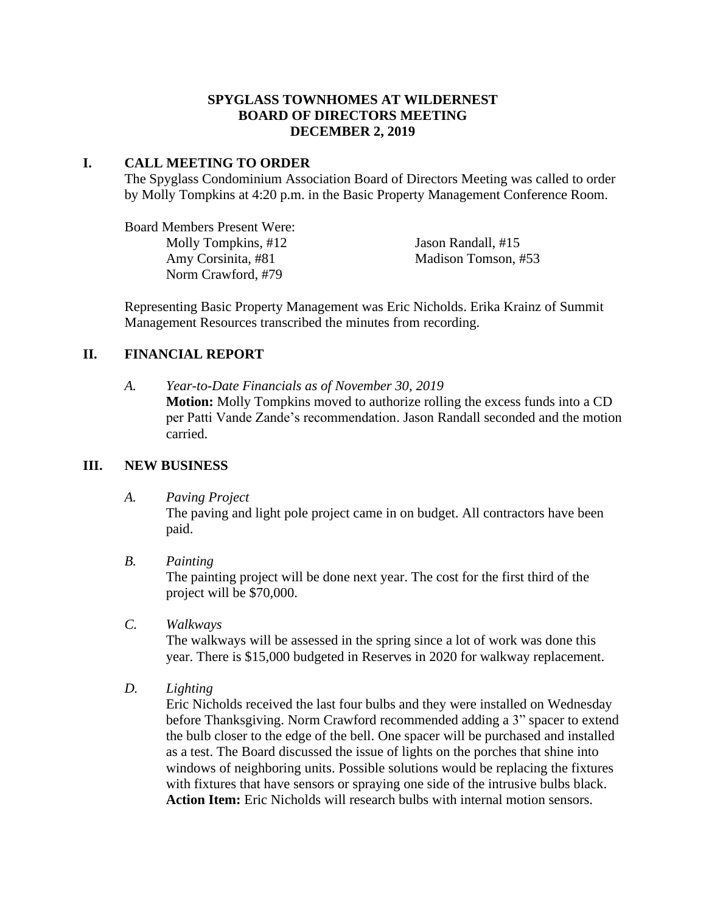**SPYGLASS TOWNHOMES AT WILDERNEST**
**BOARD OF DIRECTORS MEETING**
**DECEMBER 2, 2019**

## I. CALL MEETING TO ORDER

The Spyglass Condominium Association Board of Directors Meeting was called to order by Molly Tompkins at 4:20 p.m. in the Basic Property Management Conference Room.

Board Members Present Were:

Molly Tompkins, #12
Amy Corsinita, #81
Norm Crawford, #79
Jason Randall, #15
Madison Tomson, #53

Representing Basic Property Management was Eric Nicholds. Erika Krainz of Summit Management Resources transcribed the minutes from recording.

## II. FINANCIAL REPORT

*A. Year-to-Date Financials as of November 30, 2019*

**Motion:** Molly Tompkins moved to authorize rolling the excess funds into a CD per Patti Vande Zande's recommendation. Jason Randall seconded and the motion carried.

## III. NEW BUSINESS

*A. Paving Project*

The paving and light pole project came in on budget. All contractors have been paid.

*B. Painting*

The painting project will be done next year. The cost for the first third of the project will be $70,000.

*C. Walkways*

The walkways will be assessed in the spring since a lot of work was done this year. There is $15,000 budgeted in Reserves in 2020 for walkway replacement.

*D. Lighting*

Eric Nicholds received the last four bulbs and they were installed on Wednesday before Thanksgiving. Norm Crawford recommended adding a 3" spacer to extend the bulb closer to the edge of the bell. One spacer will be purchased and installed as a test. The Board discussed the issue of lights on the porches that shine into windows of neighboring units. Possible solutions would be replacing the fixtures with fixtures that have sensors or spraying one side of the intrusive bulbs black. **Action Item:** Eric Nicholds will research bulbs with internal motion sensors.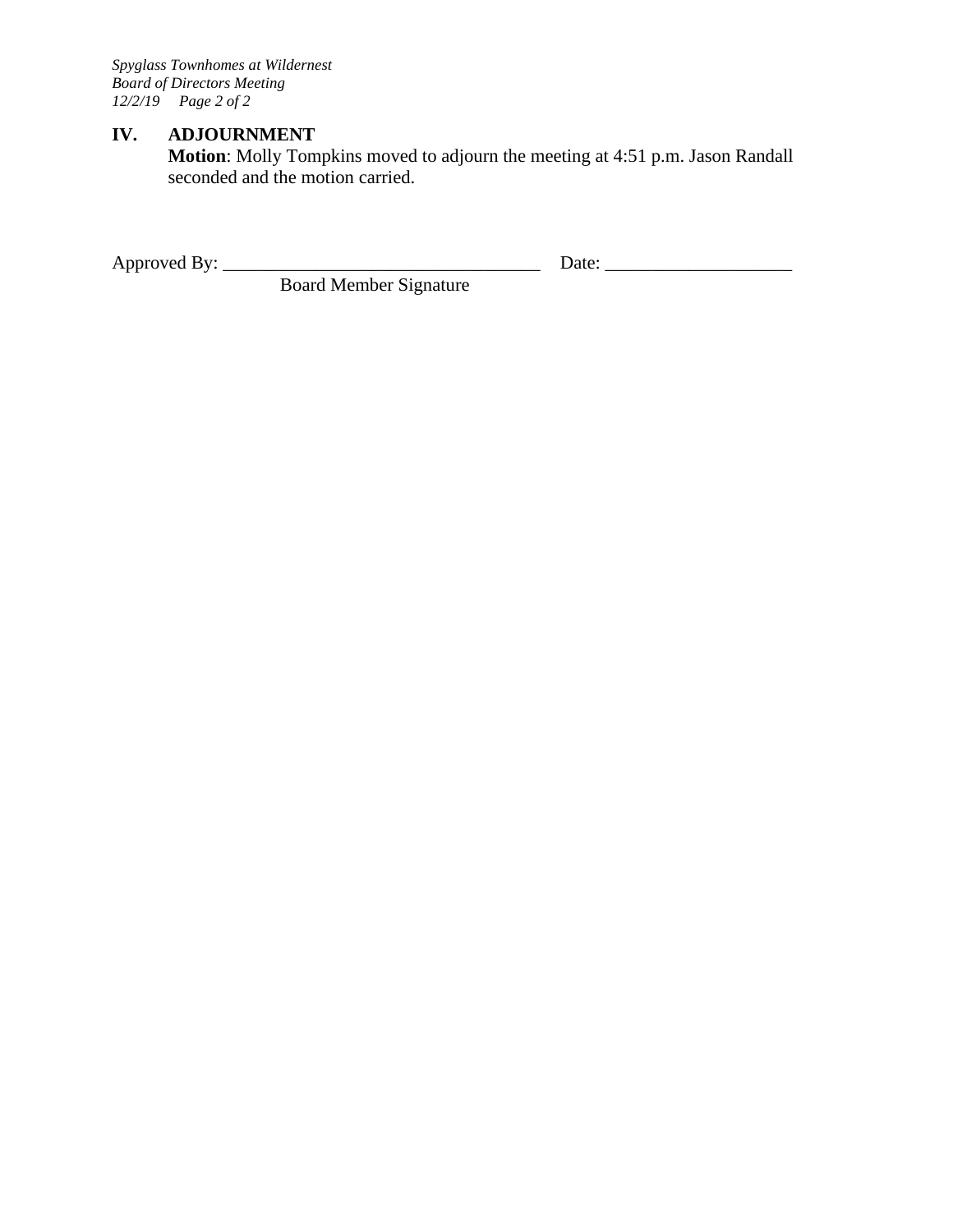## IV. ADJOURNMENT

**Motion**: Molly Tompkins moved to adjourn the meeting at 4:51 p.m. Jason Randall seconded and the motion carried.

Approved By: ___________________________________ Date: ____________________
Board Member Signature